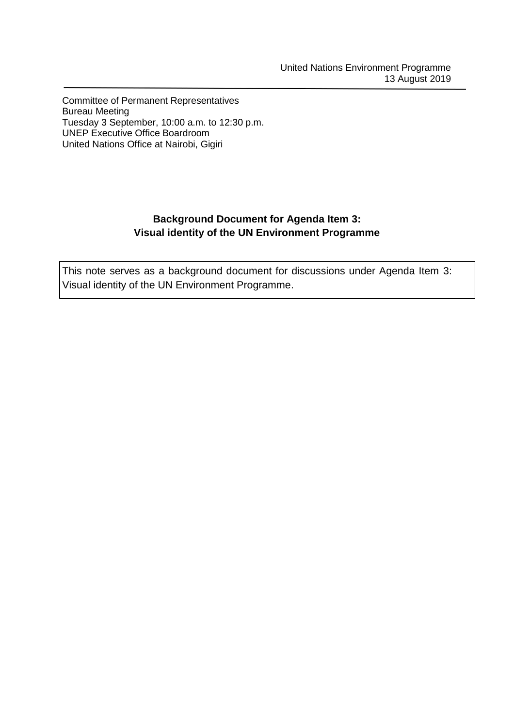United Nations Environment Programme
13 August 2019

---

Committee of Permanent Representatives
Bureau Meeting
Tuesday 3 September, 10:00 a.m. to 12:30 p.m.
UNEP Executive Office Boardroom
United Nations Office at Nairobi, Gigiri

**Background Document for Agenda Item 3:**
**Visual identity of the UN Environment Programme**

This note serves as a background document for discussions under Agenda Item 3: Visual identity of the UN Environment Programme.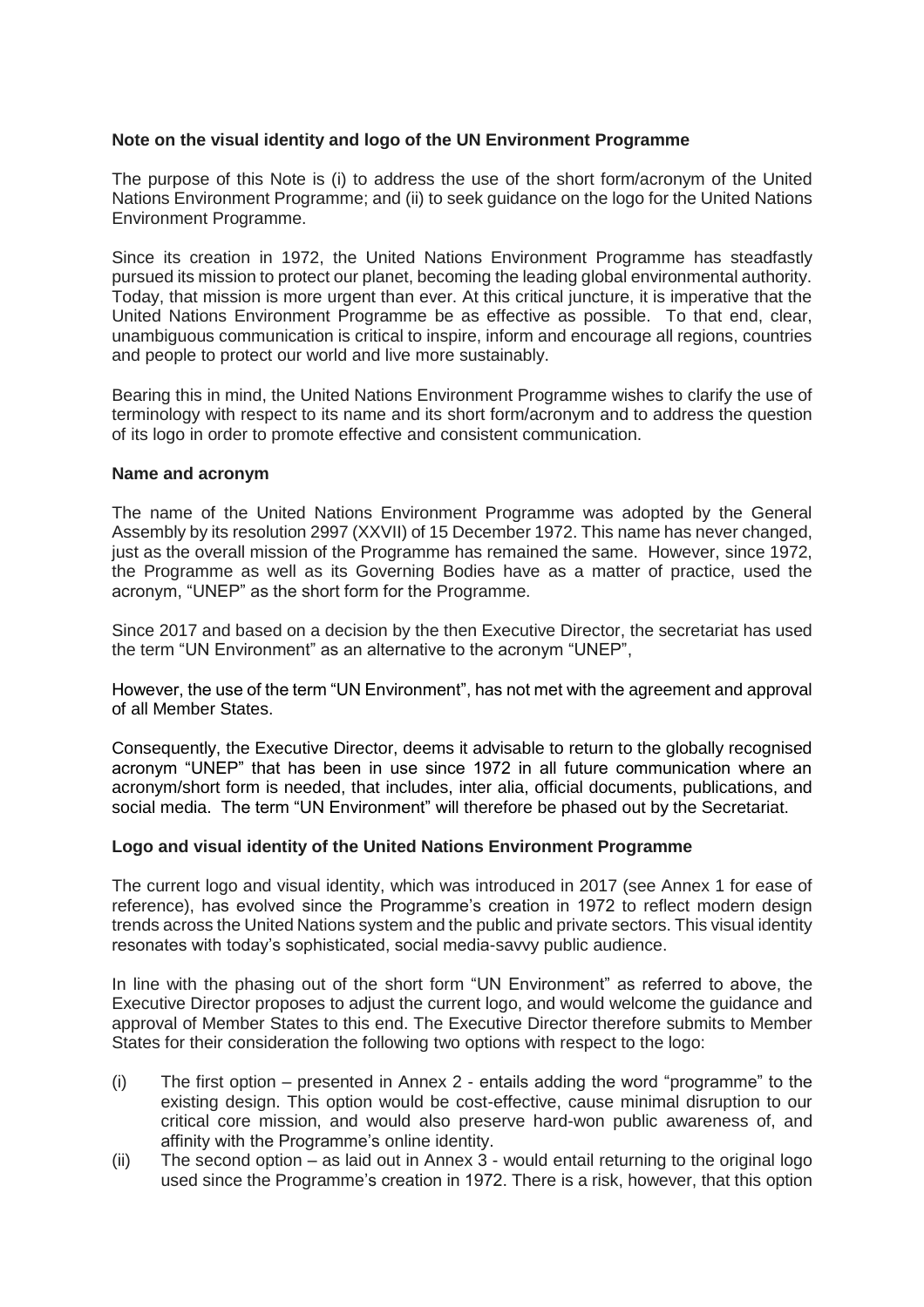**Note on the visual identity and logo of the UN Environment Programme**

The purpose of this Note is (i) to address the use of the short form/acronym of the United Nations Environment Programme; and (ii) to seek guidance on the logo for the United Nations Environment Programme.

Since its creation in 1972, the United Nations Environment Programme has steadfastly pursued its mission to protect our planet, becoming the leading global environmental authority. Today, that mission is more urgent than ever. At this critical juncture, it is imperative that the United Nations Environment Programme be as effective as possible. To that end, clear, unambiguous communication is critical to inspire, inform and encourage all regions, countries and people to protect our world and live more sustainably.

Bearing this in mind, the United Nations Environment Programme wishes to clarify the use of terminology with respect to its name and its short form/acronym and to address the question of its logo in order to promote effective and consistent communication.

**Name and acronym**

The name of the United Nations Environment Programme was adopted by the General Assembly by its resolution 2997 (XXVII) of 15 December 1972. This name has never changed, just as the overall mission of the Programme has remained the same. However, since 1972, the Programme as well as its Governing Bodies have as a matter of practice, used the acronym, "UNEP" as the short form for the Programme.

Since 2017 and based on a decision by the then Executive Director, the secretariat has used the term "UN Environment" as an alternative to the acronym "UNEP",

However, the use of the term "UN Environment", has not met with the agreement and approval of all Member States.

Consequently, the Executive Director, deems it advisable to return to the globally recognised acronym "UNEP" that has been in use since 1972 in all future communication where an acronym/short form is needed, that includes, inter alia, official documents, publications, and social media. The term "UN Environment" will therefore be phased out by the Secretariat.

**Logo and visual identity of the United Nations Environment Programme**

The current logo and visual identity, which was introduced in 2017 (see Annex 1 for ease of reference), has evolved since the Programme's creation in 1972 to reflect modern design trends across the United Nations system and the public and private sectors. This visual identity resonates with today's sophisticated, social media-savvy public audience.

In line with the phasing out of the short form "UN Environment" as referred to above, the Executive Director proposes to adjust the current logo, and would welcome the guidance and approval of Member States to this end. The Executive Director therefore submits to Member States for their consideration the following two options with respect to the logo:

(i) The first option – presented in Annex 2 - entails adding the word "programme" to the existing design. This option would be cost-effective, cause minimal disruption to our critical core mission, and would also preserve hard-won public awareness of, and affinity with the Programme's online identity.

(ii) The second option – as laid out in Annex 3 - would entail returning to the original logo used since the Programme's creation in 1972. There is a risk, however, that this option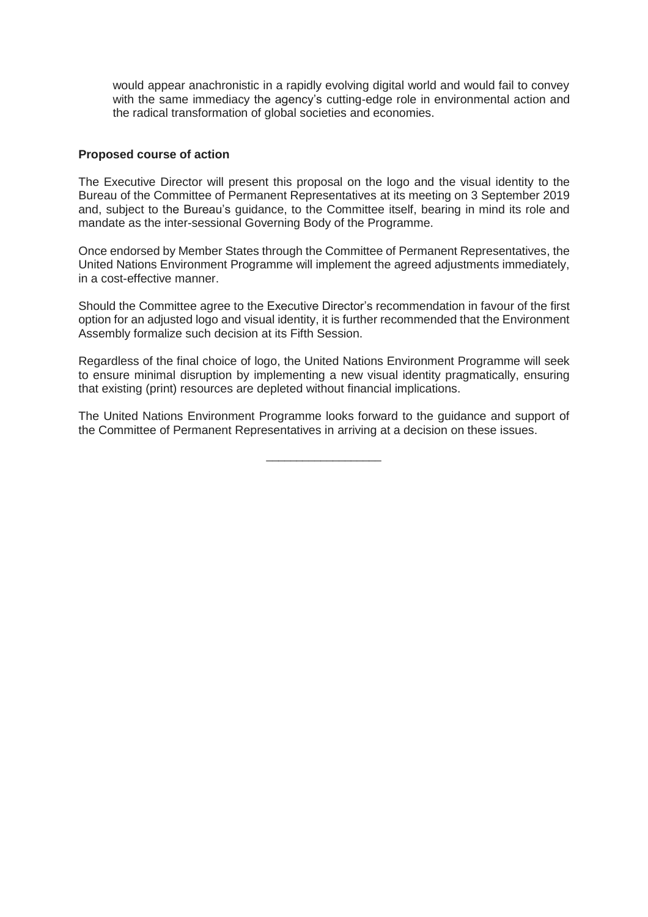would appear anachronistic in a rapidly evolving digital world and would fail to convey with the same immediacy the agency's cutting-edge role in environmental action and the radical transformation of global societies and economies.

**Proposed course of action**

The Executive Director will present this proposal on the logo and the visual identity to the Bureau of the Committee of Permanent Representatives at its meeting on 3 September 2019 and, subject to the Bureau's guidance, to the Committee itself, bearing in mind its role and mandate as the inter-sessional Governing Body of the Programme.

Once endorsed by Member States through the Committee of Permanent Representatives, the United Nations Environment Programme will implement the agreed adjustments immediately, in a cost-effective manner.

Should the Committee agree to the Executive Director's recommendation in favour of the first option for an adjusted logo and visual identity, it is further recommended that the Environment Assembly formalize such decision at its Fifth Session.

Regardless of the final choice of logo, the United Nations Environment Programme will seek to ensure minimal disruption by implementing a new visual identity pragmatically, ensuring that existing (print) resources are depleted without financial implications.

The United Nations Environment Programme looks forward to the guidance and support of the Committee of Permanent Representatives in arriving at a decision on these issues.

\_\_\_\_\_\_\_\_\_\_\_\_\_\_\_\_\_\_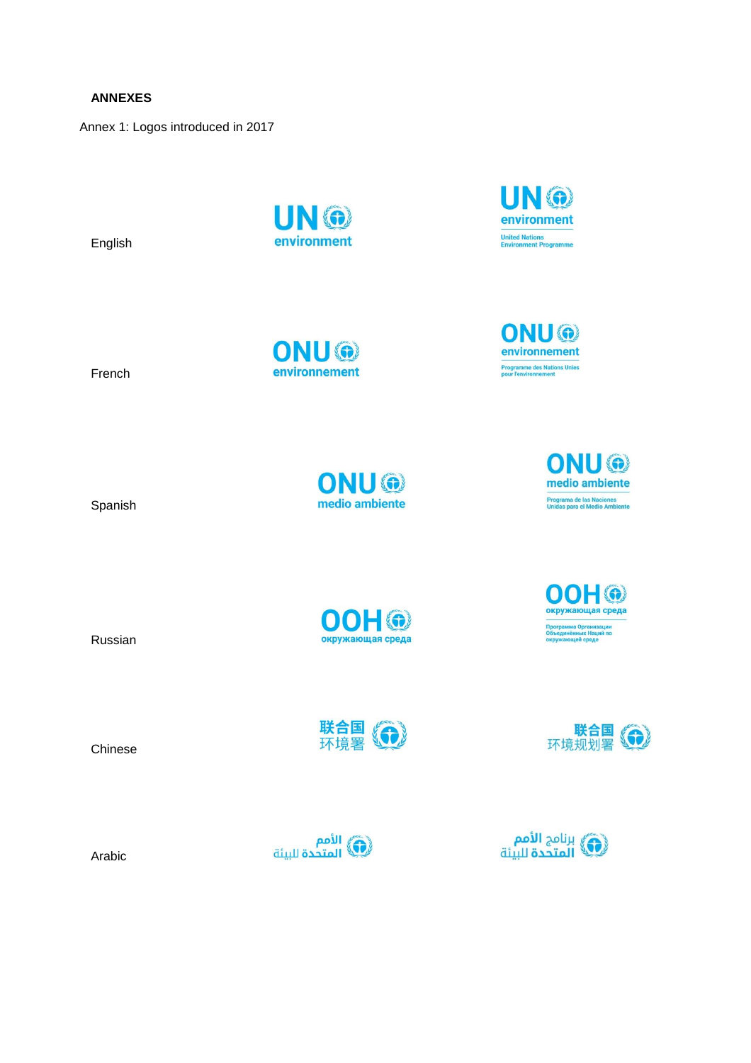**ANNEXES**

Annex 1: Logos introduced in 2017

| | | |
|---|---|---|
| English | UN environment | UN environment<br>United Nations<br>Environment Programme |
| French | ONU environnement | ONU environnement<br>Programme des Nations Unies<br>pour l'environnement |
| Spanish | ONU medio ambiente | ONU medio ambiente<br>Programa de las Naciones<br>Unidas para el Medio Ambiente |
| Russian | ООН окружающая среда | ООН окружающая среда<br>Программа Организации<br>Объединённых Наций по<br>окружающей среде |
| Chinese | 联合国<br>环境署 | 联合国<br>环境规划署 |
| Arabic | الأمم<br>المتحدة للبيئة | برنامج الأمم<br>المتحدة للبيئة |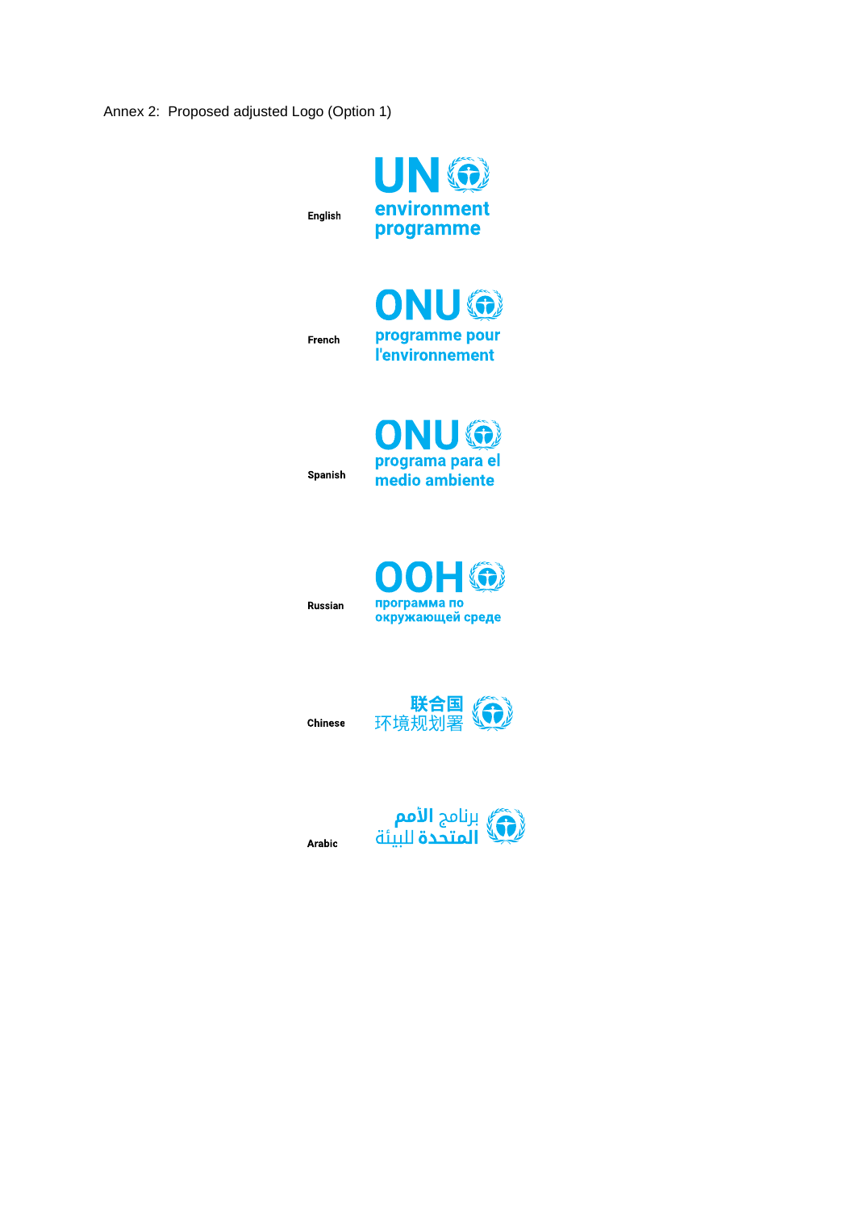Annex 2: Proposed adjusted Logo (Option 1)

| | |
| --- | --- |
| English | UN environment programme |
| French | ONU programme pour l'environnement |
| Spanish | ONU programa para el medio ambiente |
| Russian | ООН программа по окружающей среде |
| Chinese | 联合国 环境规划署 |
| Arabic | برنامج الأمم المتحدة للبيئة |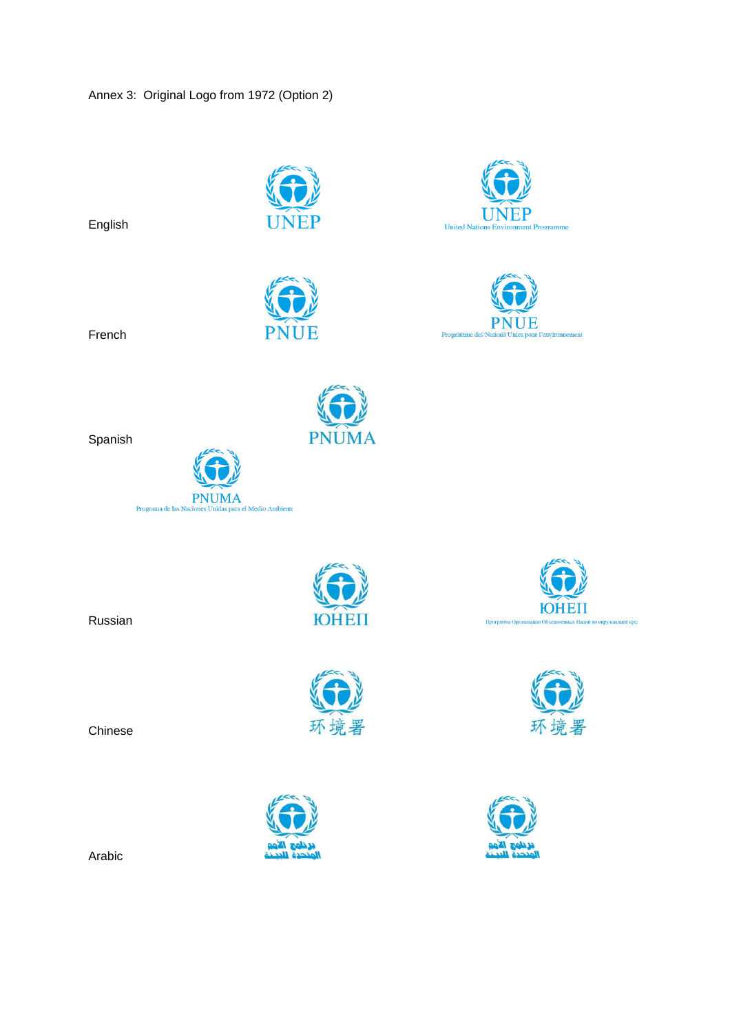Annex 3: Original Logo from 1972 (Option 2)

English

UNEP

UNEP
United Nations Environment Programme

French

PNUE

PNUE
Programme des Nations Unies pour l'environnement

Spanish

PNUMA

PNUMA
Programa de las Naciones Unidas para el Medio Ambiente

Russian

ЮНЕП

ЮНЕП
Программа Организации Объединенных Наций по окружающей среде

Chinese

环境署

环境署

Arabic

برنامج الأمم المتحدة للبيئة

برنامج الأمم المتحدة للبيئة